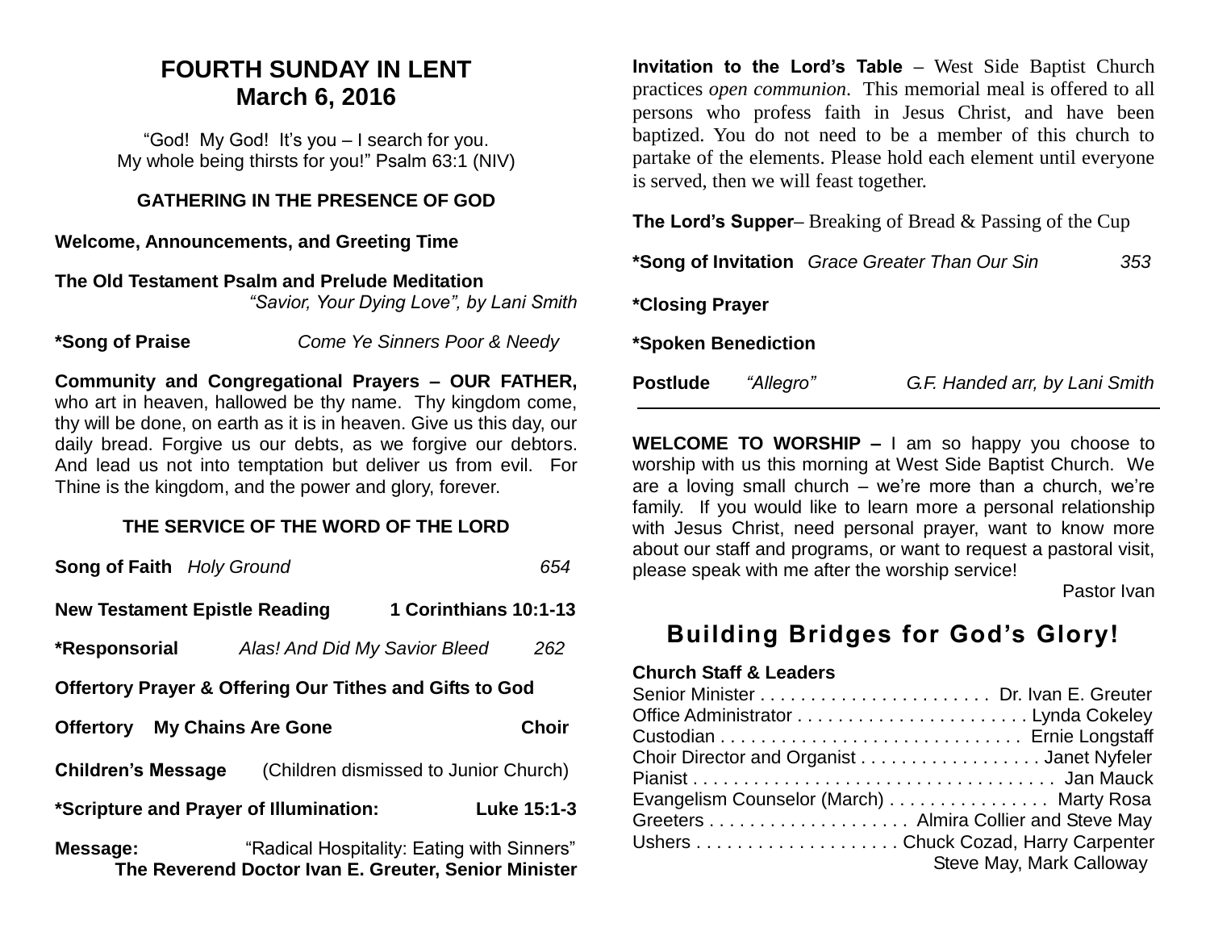# FOURTH SUNDAY IN LENT
## March 6, 2016

"God! My God! It's you – I search for you.
My whole being thirsts for you!" Psalm 63:1 (NIV)

### GATHERING IN THE PRESENCE OF GOD

**Welcome, Announcements, and Greeting Time**

**The Old Testament Psalm and Prelude Meditation**
*"Savior, Your Dying Love", by Lani Smith*

**\*Song of Praise** *Come Ye Sinners Poor & Needy*

**Community and Congregational Prayers – OUR FATHER,** who art in heaven, hallowed be thy name. Thy kingdom come, thy will be done, on earth as it is in heaven. Give us this day, our daily bread. Forgive us our debts, as we forgive our debtors. And lead us not into temptation but deliver us from evil. For Thine is the kingdom, and the power and glory, forever.

### THE SERVICE OF THE WORD OF THE LORD

**Song of Faith** *Holy Ground* 654

**New Testament Epistle Reading** **1 Corinthians 10:1-13**

**\*Responsorial** *Alas! And Did My Savior Bleed* 262

**Offertory Prayer & Offering Our Tithes and Gifts to God**

**Offertory My Chains Are Gone** **Choir**

**Children's Message** (Children dismissed to Junior Church)

**\*Scripture and Prayer of Illumination:** **Luke 15:1-3**

**Message:** "Radical Hospitality: Eating with Sinners"
**The Reverend Doctor Ivan E. Greuter, Senior Minister**

**Invitation to the Lord's Table** – West Side Baptist Church practices *open communion*. This memorial meal is offered to all persons who profess faith in Jesus Christ, and have been baptized. You do not need to be a member of this church to partake of the elements. Please hold each element until everyone is served, then we will feast together.

**The Lord's Supper**– Breaking of Bread & Passing of the Cup

**\*Song of Invitation** *Grace Greater Than Our Sin* 353

**\*Closing Prayer**

**\*Spoken Benediction**

**Postlude** *"Allegro"* *G.F. Handed arr, by Lani Smith*

---

**WELCOME TO WORSHIP –** I am so happy you choose to worship with us this morning at West Side Baptist Church. We are a loving small church – we're more than a church, we're family. If you would like to learn more a personal relationship with Jesus Christ, need personal prayer, want to know more about our staff and programs, or want to request a pastoral visit, please speak with me after the worship service!

Pastor Ivan

## Building Bridges for God's Glory!

**Church Staff & Leaders**

Senior Minister . . . . . . . . . . . . . . . . . . . . . . . Dr. Ivan E. Greuter
Office Administrator . . . . . . . . . . . . . . . . . . . . . . . Lynda Cokeley
Custodian . . . . . . . . . . . . . . . . . . . . . . . . . . . . . . Ernie Longstaff
Choir Director and Organist . . . . . . . . . . . . . . . . . . Janet Nyfeler
Pianist . . . . . . . . . . . . . . . . . . . . . . . . . . . . . . . . . . . . Jan Mauck
Evangelism Counselor (March) . . . . . . . . . . . . . . . . Marty Rosa
Greeters . . . . . . . . . . . . . . . . . . . . Almira Collier and Steve May
Ushers . . . . . . . . . . . . . . . . . . . . Chuck Cozad, Harry Carpenter
Steve May, Mark Calloway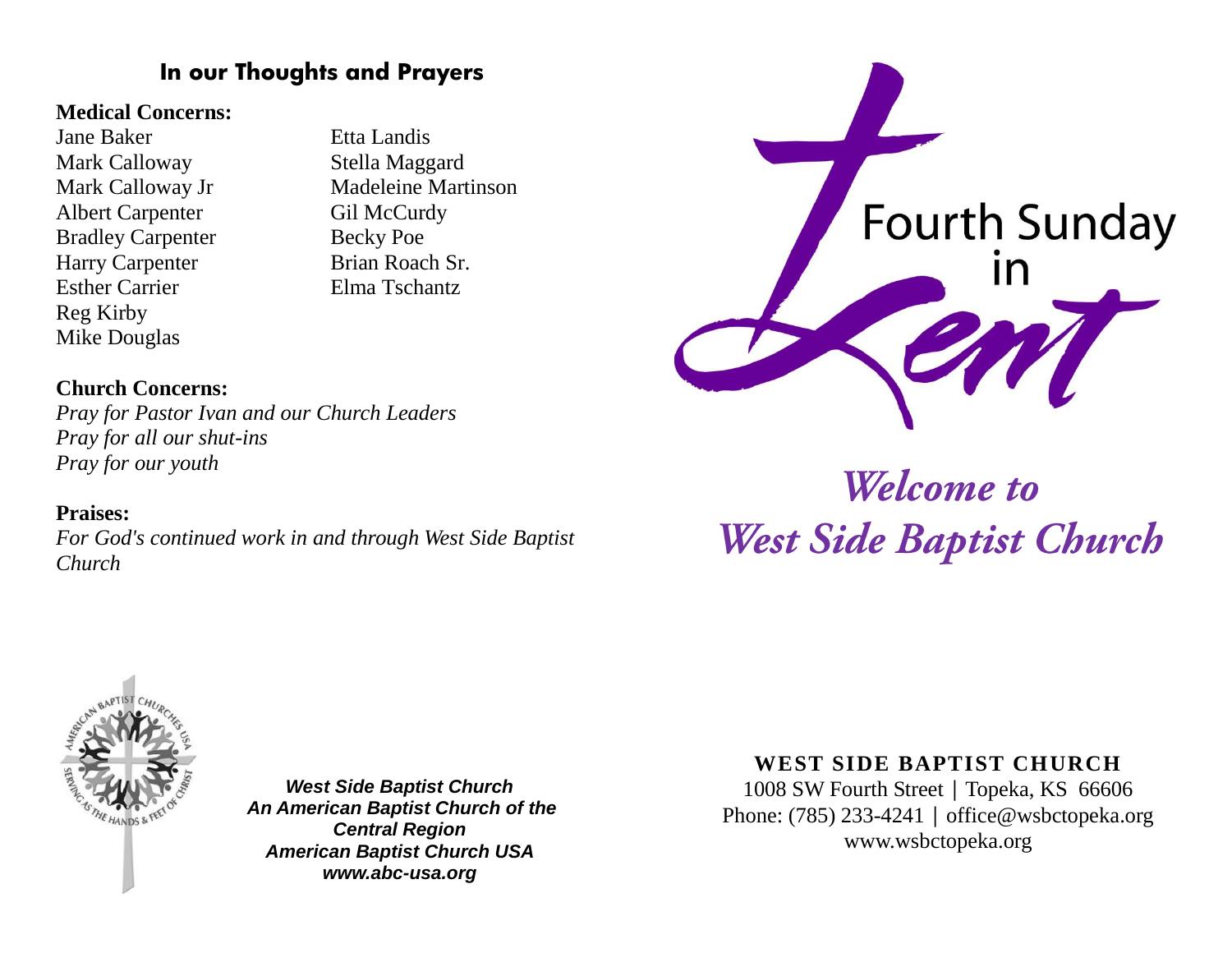## In our Thoughts and Prayers

**Medical Concerns:**

Jane Baker
Mark Calloway
Mark Calloway Jr
Albert Carpenter
Bradley Carpenter
Harry Carpenter
Esther Carrier
Reg Kirby
Mike Douglas
Etta Landis
Stella Maggard
Madeleine Martinson
Gil McCurdy
Becky Poe
Brian Roach Sr.
Elma Tschantz

**Church Concerns:**

*Pray for Pastor Ivan and our Church Leaders*
*Pray for all our shut-ins*
*Pray for our youth*

**Praises:**

*For God's continued work in and through West Side Baptist Church*

***West Side Baptist Church***
***An American Baptist Church of the Central Region***
***American Baptist Church USA***
***www.abc-usa.org***

# Fourth Sunday in Lent

## *Welcome to West Side Baptist Church*

**WEST SIDE BAPTIST CHURCH**
1008 SW Fourth Street | Topeka, KS 66606
Phone: (785) 233-4241 | office@wsbctopeka.org
www.wsbctopeka.org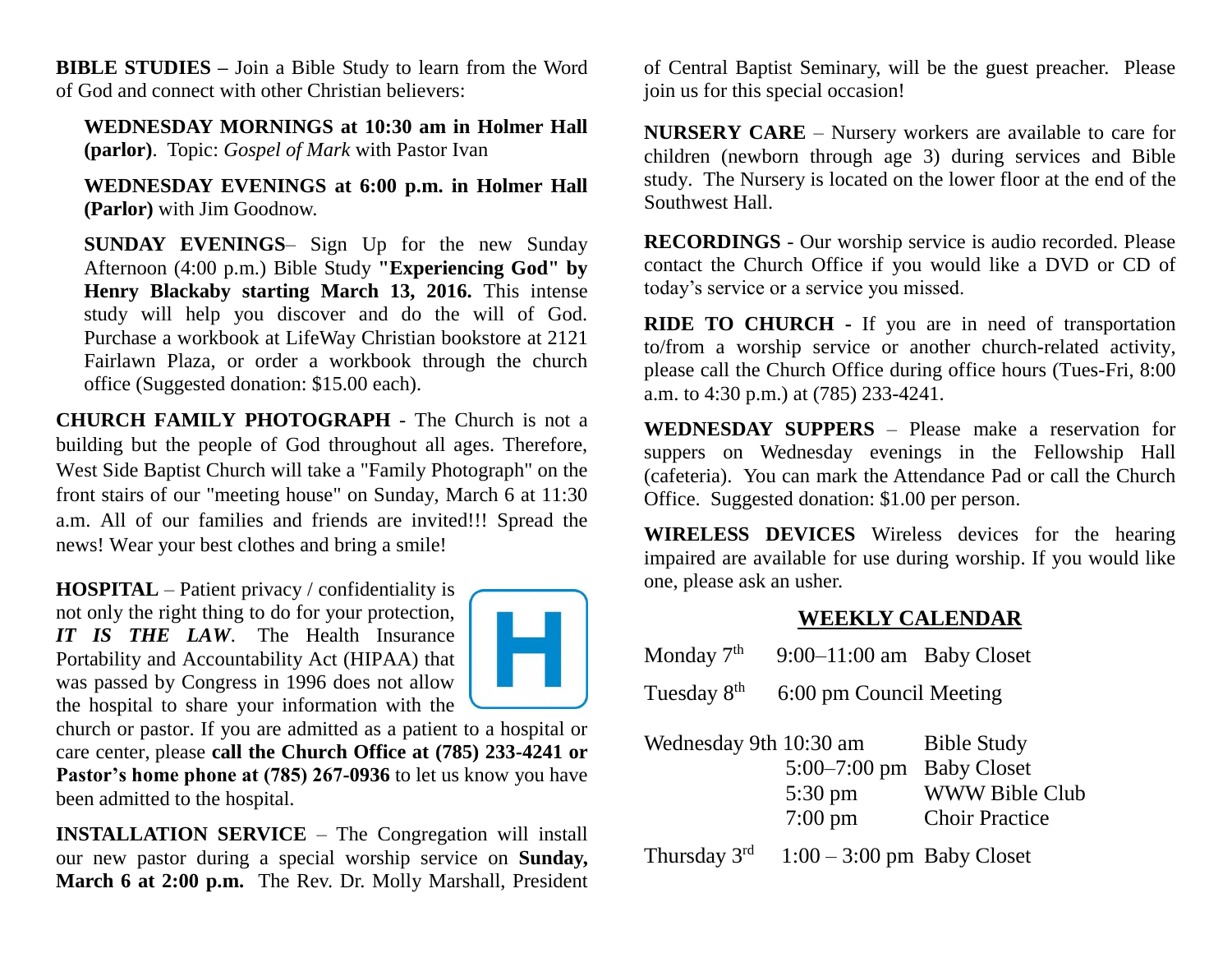**BIBLE STUDIES –** Join a Bible Study to learn from the Word of God and connect with other Christian believers:

**WEDNESDAY MORNINGS at 10:30 am in Holmer Hall (parlor)**. Topic: *Gospel of Mark* with Pastor Ivan

**WEDNESDAY EVENINGS at 6:00 p.m. in Holmer Hall (Parlor)** with Jim Goodnow.

**SUNDAY EVENINGS**– Sign Up for the new Sunday Afternoon (4:00 p.m.) Bible Study **"Experiencing God" by Henry Blackaby starting March 13, 2016.** This intense study will help you discover and do the will of God. Purchase a workbook at LifeWay Christian bookstore at 2121 Fairlawn Plaza, or order a workbook through the church office (Suggested donation: $15.00 each).

**CHURCH FAMILY PHOTOGRAPH** - The Church is not a building but the people of God throughout all ages. Therefore, West Side Baptist Church will take a "Family Photograph" on the front stairs of our "meeting house" on Sunday, March 6 at 11:30 a.m. All of our families and friends are invited!!! Spread the news! Wear your best clothes and bring a smile!

**HOSPITAL** – Patient privacy / confidentiality is not only the right thing to do for your protection, ***IT IS THE LAW***. The Health Insurance Portability and Accountability Act (HIPAA) that was passed by Congress in 1996 does not allow the hospital to share your information with the church or pastor. If you are admitted as a patient to a hospital or care center, please **call the Church Office at (785) 233-4241 or Pastor's home phone at (785) 267-0936** to let us know you have been admitted to the hospital.

**INSTALLATION SERVICE** – The Congregation will install our new pastor during a special worship service on **Sunday, March 6 at 2:00 p.m.** The Rev. Dr. Molly Marshall, President of Central Baptist Seminary, will be the guest preacher. Please join us for this special occasion!

**NURSERY CARE** – Nursery workers are available to care for children (newborn through age 3) during services and Bible study. The Nursery is located on the lower floor at the end of the Southwest Hall.

**RECORDINGS** - Our worship service is audio recorded. Please contact the Church Office if you would like a DVD or CD of today's service or a service you missed.

**RIDE TO CHURCH -** If you are in need of transportation to/from a worship service or another church-related activity, please call the Church Office during office hours (Tues-Fri, 8:00 a.m. to 4:30 p.m.) at (785) 233-4241.

**WEDNESDAY SUPPERS** – Please make a reservation for suppers on Wednesday evenings in the Fellowship Hall (cafeteria). You can mark the Attendance Pad or call the Church Office. Suggested donation: $1.00 per person.

**WIRELESS DEVICES** Wireless devices for the hearing impaired are available for use during worship. If you would like one, please ask an usher.

## WEEKLY CALENDAR

| | | |
|---|---|---|
| Monday 7th | 9:00–11:00 am | Baby Closet |
| Tuesday 8th | 6:00 pm | Council Meeting |
| Wednesday 9th | 10:30 am | Bible Study |
| | 5:00–7:00 pm | Baby Closet |
| | 5:30 pm | WWW Bible Club |
| | 7:00 pm | Choir Practice |
| Thursday 3rd | 1:00 – 3:00 pm | Baby Closet |